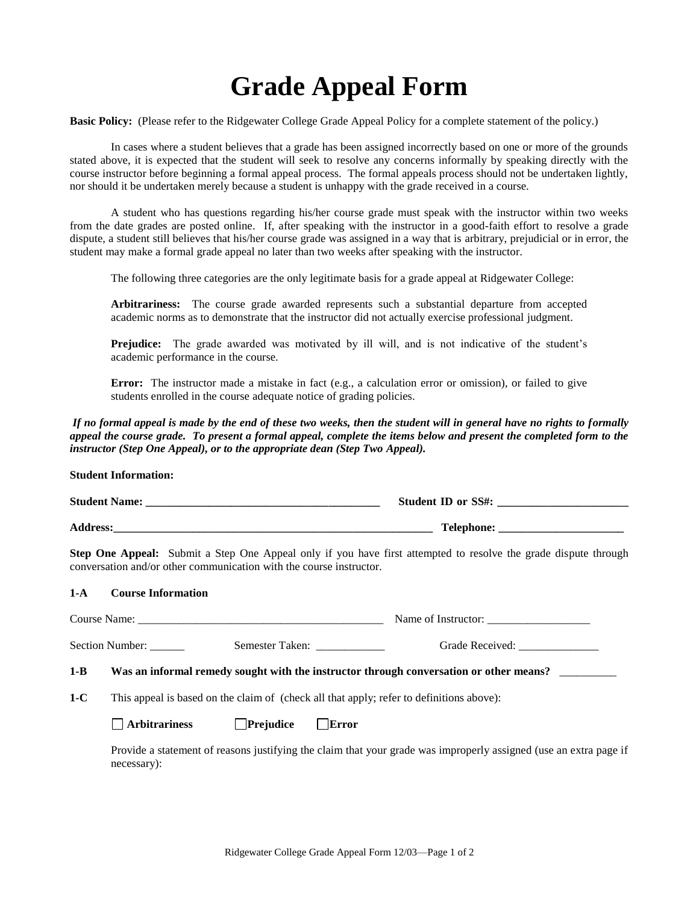# Grade Appeal Form

**Basic Policy:** (Please refer to the Ridgewater College Grade Appeal Policy for a complete statement of the policy.)

In cases where a student believes that a grade has been assigned incorrectly based on one or more of the grounds stated above, it is expected that the student will seek to resolve any concerns informally by speaking directly with the course instructor before beginning a formal appeal process. The formal appeals process should not be undertaken lightly, nor should it be undertaken merely because a student is unhappy with the grade received in a course.

A student who has questions regarding his/her course grade must speak with the instructor within two weeks from the date grades are posted online. If, after speaking with the instructor in a good-faith effort to resolve a grade dispute, a student still believes that his/her course grade was assigned in a way that is arbitrary, prejudicial or in error, the student may make a formal grade appeal no later than two weeks after speaking with the instructor.

The following three categories are the only legitimate basis for a grade appeal at Ridgewater College:

**Arbitrariness:** The course grade awarded represents such a substantial departure from accepted academic norms as to demonstrate that the instructor did not actually exercise professional judgment.

**Prejudice:** The grade awarded was motivated by ill will, and is not indicative of the student's academic performance in the course.

**Error:** The instructor made a mistake in fact (e.g., a calculation error or omission), or failed to give students enrolled in the course adequate notice of grading policies.

***If no formal appeal is made by the end of these two weeks, then the student will in general have no rights to formally appeal the course grade. To present a formal appeal, complete the items below and present the completed form to the instructor (Step One Appeal), or to the appropriate dean (Step Two Appeal).***

**Student Information:**

**Student Name:** ________________________________________ **Student ID or SS#:** ______________________

**Address:**__________________________________________________________ **Telephone:** _____________________

**Step One Appeal:** Submit a Step One Appeal only if you have first attempted to resolve the grade dispute through conversation and/or other communication with the course instructor.

**1-A Course Information**

Course Name: __________________________________________ Name of Instructor: __________________

Section Number: ______ Semester Taken: ____________ Grade Received: ______________

**1-B Was an informal remedy sought with the instructor through conversation or other means?** __________

**1-C** This appeal is based on the claim of (check all that apply; refer to definitions above):

☐ **Arbitrariness** ☐ **Prejudice** ☐ **Error**

Provide a statement of reasons justifying the claim that your grade was improperly assigned (use an extra page if necessary):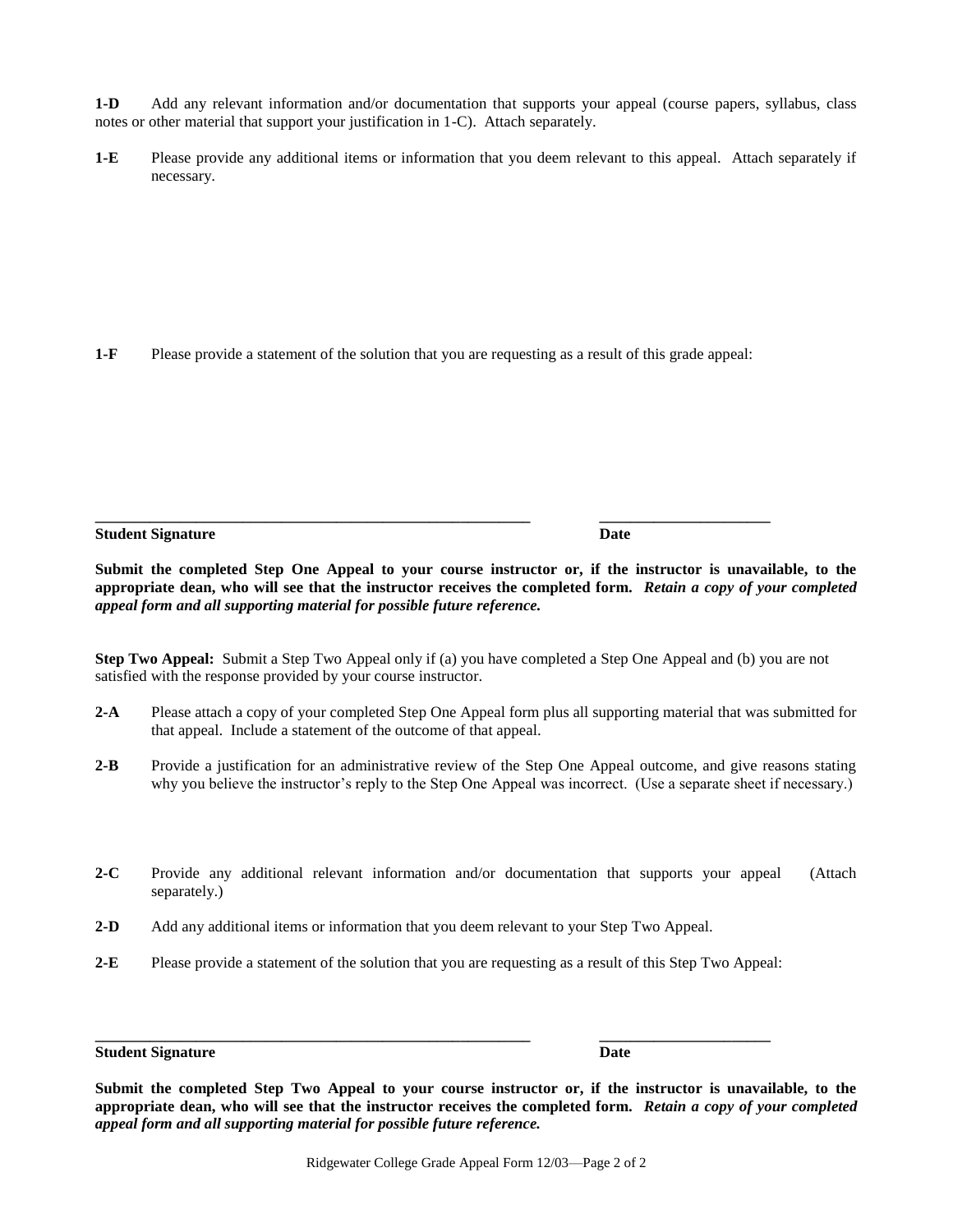**1-D** Add any relevant information and/or documentation that supports your appeal (course papers, syllabus, class notes or other material that support your justification in 1-C). Attach separately.

**1-E** Please provide any additional items or information that you deem relevant to this appeal. Attach separately if necessary.

**1-F** Please provide a statement of the solution that you are requesting as a result of this grade appeal:

\_\_\_\_\_\_\_\_\_\_\_\_\_\_\_\_\_\_\_\_\_\_\_\_\_\_\_\_\_\_\_\_\_\_\_\_\_\_\_\_\_\_\_\_\_\_\_\_\_\_\_\_\_\_ \_\_\_\_\_\_\_\_\_\_\_\_\_\_\_\_\_\_\_\_\_\_

**Student Signature** **Date**

**Submit the completed Step One Appeal to your course instructor or, if the instructor is unavailable, to the appropriate dean, who will see that the instructor receives the completed form.** ***Retain a copy of your completed appeal form and all supporting material for possible future reference.***

**Step Two Appeal:** Submit a Step Two Appeal only if (a) you have completed a Step One Appeal and (b) you are not satisfied with the response provided by your course instructor.

**2-A** Please attach a copy of your completed Step One Appeal form plus all supporting material that was submitted for that appeal. Include a statement of the outcome of that appeal.

**2-B** Provide a justification for an administrative review of the Step One Appeal outcome, and give reasons stating why you believe the instructor's reply to the Step One Appeal was incorrect. (Use a separate sheet if necessary.)

**2-C** Provide any additional relevant information and/or documentation that supports your appeal (Attach separately.)

**2-D** Add any additional items or information that you deem relevant to your Step Two Appeal.

**2-E** Please provide a statement of the solution that you are requesting as a result of this Step Two Appeal:

\_\_\_\_\_\_\_\_\_\_\_\_\_\_\_\_\_\_\_\_\_\_\_\_\_\_\_\_\_\_\_\_\_\_\_\_\_\_\_\_\_\_\_\_\_\_\_\_\_\_\_\_\_\_ \_\_\_\_\_\_\_\_\_\_\_\_\_\_\_\_\_\_\_\_\_\_

**Student Signature** **Date**

**Submit the completed Step Two Appeal to your course instructor or, if the instructor is unavailable, to the appropriate dean, who will see that the instructor receives the completed form.** ***Retain a copy of your completed appeal form and all supporting material for possible future reference.***

Ridgewater College Grade Appeal Form 12/03